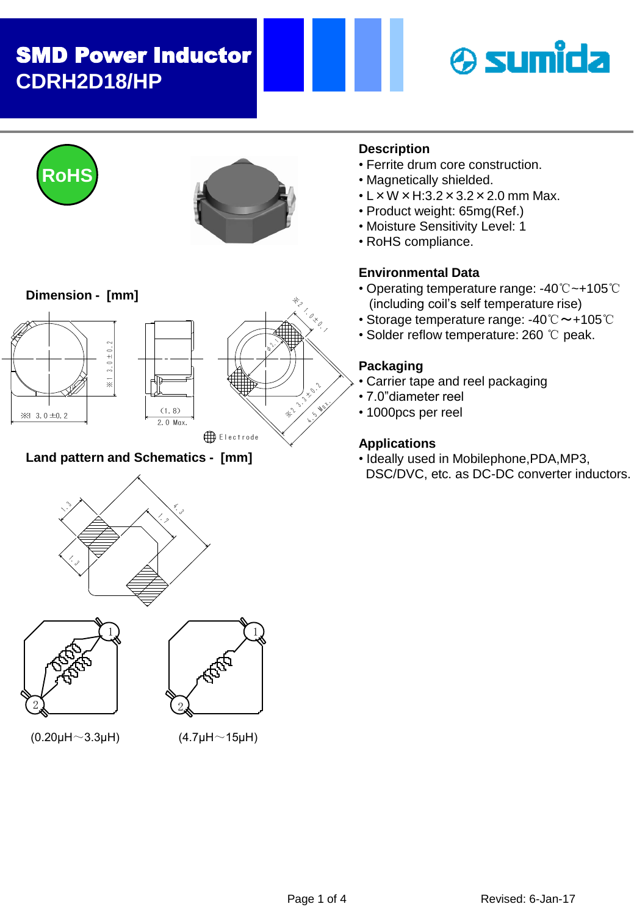# SMD Power Inductor
## CDRH2D18/HP

RoHS

### Description

- Ferrite drum core construction.
- Magnetically shielded.
- L × W × H:3.2 × 3.2 × 2.0 mm Max.
- Product weight: 65mg(Ref.)
- Moisture Sensitivity Level: 1
- RoHS compliance.

### Environmental Data

- Operating temperature range: -40℃~+105℃ (including coil's self temperature rise)
- Storage temperature range: -40℃～+105℃
- Solder reflow temperature: 260 ℃ peak.

### Packaging

- Carrier tape and reel packaging
- 7.0"diameter reel
- 1000pcs per reel

### Applications

- Ideally used in Mobilephone,PDA,MP3, DSC/DVC, etc. as DC-DC converter inductors.

### Dimension - [mm]

※1 3.0 ±0.2

※1 3.0 ±0.2

(1.8)

2.0 Max.

※2 1.0 ±0.1

φ2.1

※2 3.3 ±0.2

4.5 Max.

Electrode

### Land pattern and Schematics - [mm]

1.3

1.7

4.3

1.3

(0.20μH～3.3μH)

(4.7μH～15μH)

Revised: 6-Jan-17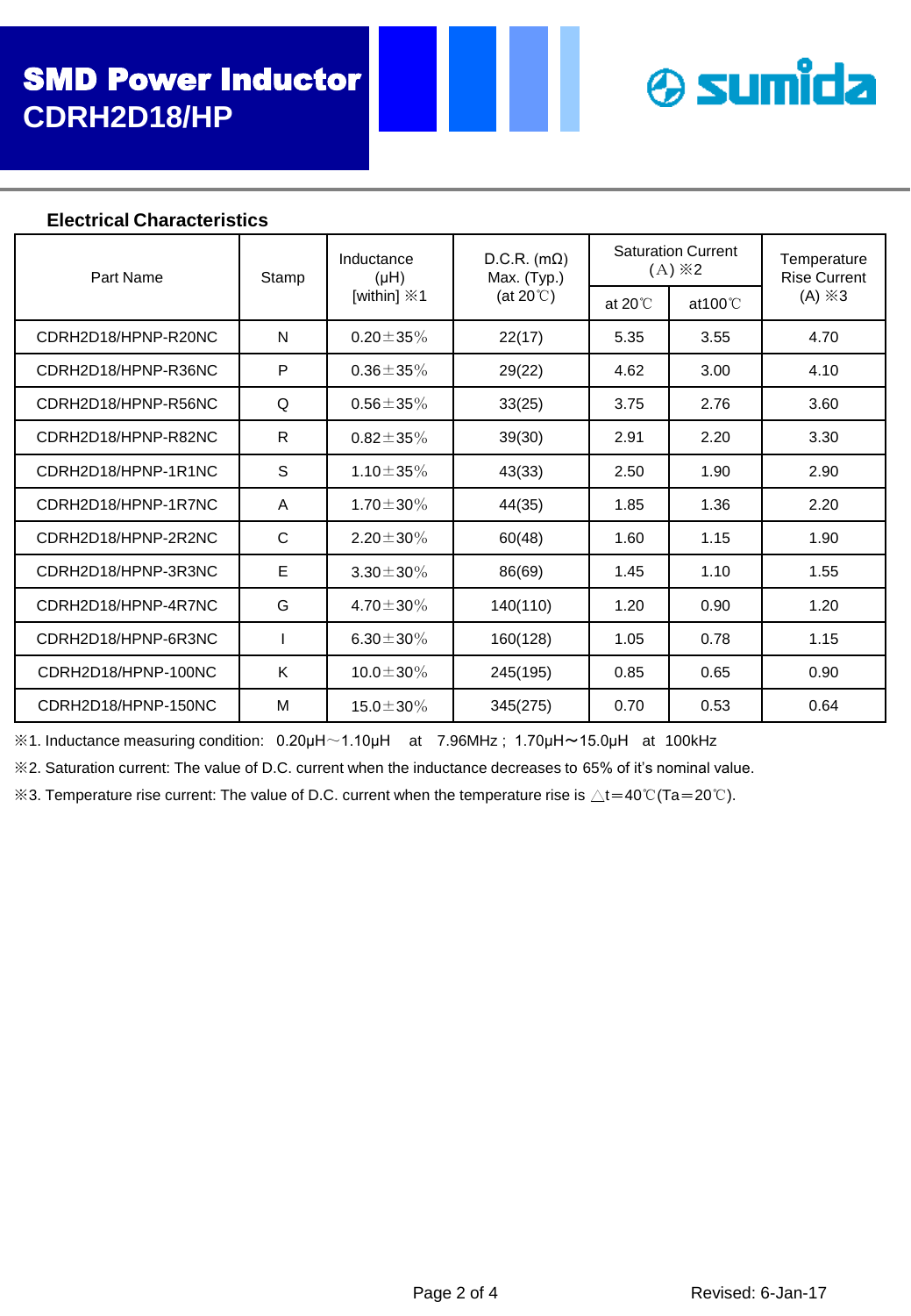# SMD Power Inductor CDRH2D18/HP

## Electrical Characteristics

| Part Name | Stamp | Inductance (μH) [within] ※1 | D.C.R. (mΩ) Max. (Typ.) (at 20℃) | Saturation Current (A) ※2 | | Temperature Rise Current (A) ※3 |
|---|---|---|---|---|---|---|
| | | | | at 20℃ | at100℃ | |
| CDRH2D18/HPNP-R20NC | N | 0.20±35% | 22(17) | 5.35 | 3.55 | 4.70 |
| CDRH2D18/HPNP-R36NC | P | 0.36±35% | 29(22) | 4.62 | 3.00 | 4.10 |
| CDRH2D18/HPNP-R56NC | Q | 0.56±35% | 33(25) | 3.75 | 2.76 | 3.60 |
| CDRH2D18/HPNP-R82NC | R | 0.82±35% | 39(30) | 2.91 | 2.20 | 3.30 |
| CDRH2D18/HPNP-1R1NC | S | 1.10±35% | 43(33) | 2.50 | 1.90 | 2.90 |
| CDRH2D18/HPNP-1R7NC | A | 1.70±30% | 44(35) | 1.85 | 1.36 | 2.20 |
| CDRH2D18/HPNP-2R2NC | C | 2.20±30% | 60(48) | 1.60 | 1.15 | 1.90 |
| CDRH2D18/HPNP-3R3NC | E | 3.30±30% | 86(69) | 1.45 | 1.10 | 1.55 |
| CDRH2D18/HPNP-4R7NC | G | 4.70±30% | 140(110) | 1.20 | 0.90 | 1.20 |
| CDRH2D18/HPNP-6R3NC | I | 6.30±30% | 160(128) | 1.05 | 0.78 | 1.15 |
| CDRH2D18/HPNP-100NC | K | 10.0±30% | 245(195) | 0.85 | 0.65 | 0.90 |
| CDRH2D18/HPNP-150NC | M | 15.0±30% | 345(275) | 0.70 | 0.53 | 0.64 |

※1. Inductance measuring condition: 0.20μH～1.10μH at 7.96MHz ; 1.70μH～15.0μH at 100kHz

※2. Saturation current: The value of D.C. current when the inductance decreases to 65% of it's nominal value.

※3. Temperature rise current: The value of D.C. current when the temperature rise is △t=40℃(Ta=20℃).

Revised: 6-Jan-17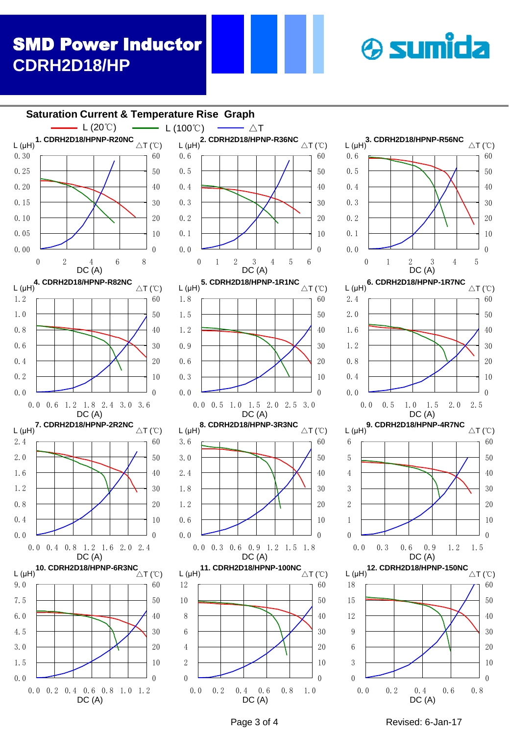# SMD Power Inductor
## CDRH2D18/HP

sumida

### Saturation Current & Temperature Rise Graph

L (20℃) — L (100℃) — △T

1. CDRH2D18/HPNP-R20NC
2. CDRH2D18/HPNP-R36NC
3. CDRH2D18/HPNP-R56NC
4. CDRH2D18/HPNP-R82NC
5. CDRH2D18/HPNP-1R1NC
6. CDRH2D18/HPNP-1R7NC
7. CDRH2D18/HPNP-2R2NC
8. CDRH2D18/HPNP-3R3NC
9. CDRH2D18/HPNP-4R7NC
10. CDRH2D18/HPNP-6R3NC
11. CDRH2D18/HPNP-100NC
12. CDRH2D18/HPNP-150NC

Revised: 6-Jan-17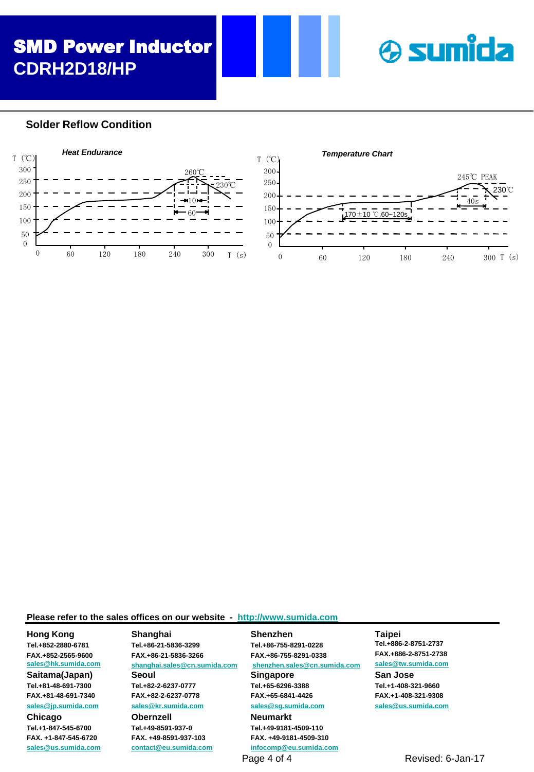# SMD Power Inductor
## CDRH2D18/HP

### Solder Reflow Condition

*Heat Endurance*

T (℃)
300
250
200
150
100
50
0
260℃
230℃
10
60
0 60 120 180 240 300 T (s)

*Temperature Chart*

T (℃)
300
250
200
150
100
50
0
245℃ PEAK
230℃
40s
170±10 ℃,60~120s
0 60 120 180 240 300 T (s)

**Please refer to the sales offices on our website - http://www.sumida.com**

**Hong Kong**
**Tel.+852-2880-6781**
**FAX.+852-2565-9600**
**sales@hk.sumida.com**

**Shanghai**
**Tel.+86-21-5836-3299**
**FAX.+86-21-5836-3266**
**shanghai.sales@cn.sumida.com**

**Shenzhen**
**Tel.+86-755-8291-0228**
**FAX.+86-755-8291-0338**
**shenzhen.sales@cn.sumida.com**

**Taipei**
**Tel.+886-2-8751-2737**
**FAX.+886-2-8751-2738**
**sales@tw.sumida.com**

**Saitama(Japan)**
**Tel.+81-48-691-7300**
**FAX.+81-48-691-7340**
**sales@jp.sumida.com**

**Seoul**
**Tel.+82-2-6237-0777**
**FAX.+82-2-6237-0778**
**sales@kr.sumida.com**

**Singapore**
**Tel.+65-6296-3388**
**FAX.+65-6841-4426**
**sales@sg.sumida.com**

**San Jose**
**Tel.+1-408-321-9660**
**FAX.+1-408-321-9308**
**sales@us.sumida.com**

**Chicago**
**Tel.+1-847-545-6700**
**FAX. +1-847-545-6720**
**sales@us.sumida.com**

**Obernzell**
**Tel.+49-8591-937-0**
**FAX. +49-8591-937-103**
**contact@eu.sumida.com**

**Neumarkt**
**Tel.+49-9181-4509-110**
**FAX. +49-9181-4509-310**
**infocomp@eu.sumida.com**

Revised: 6-Jan-17